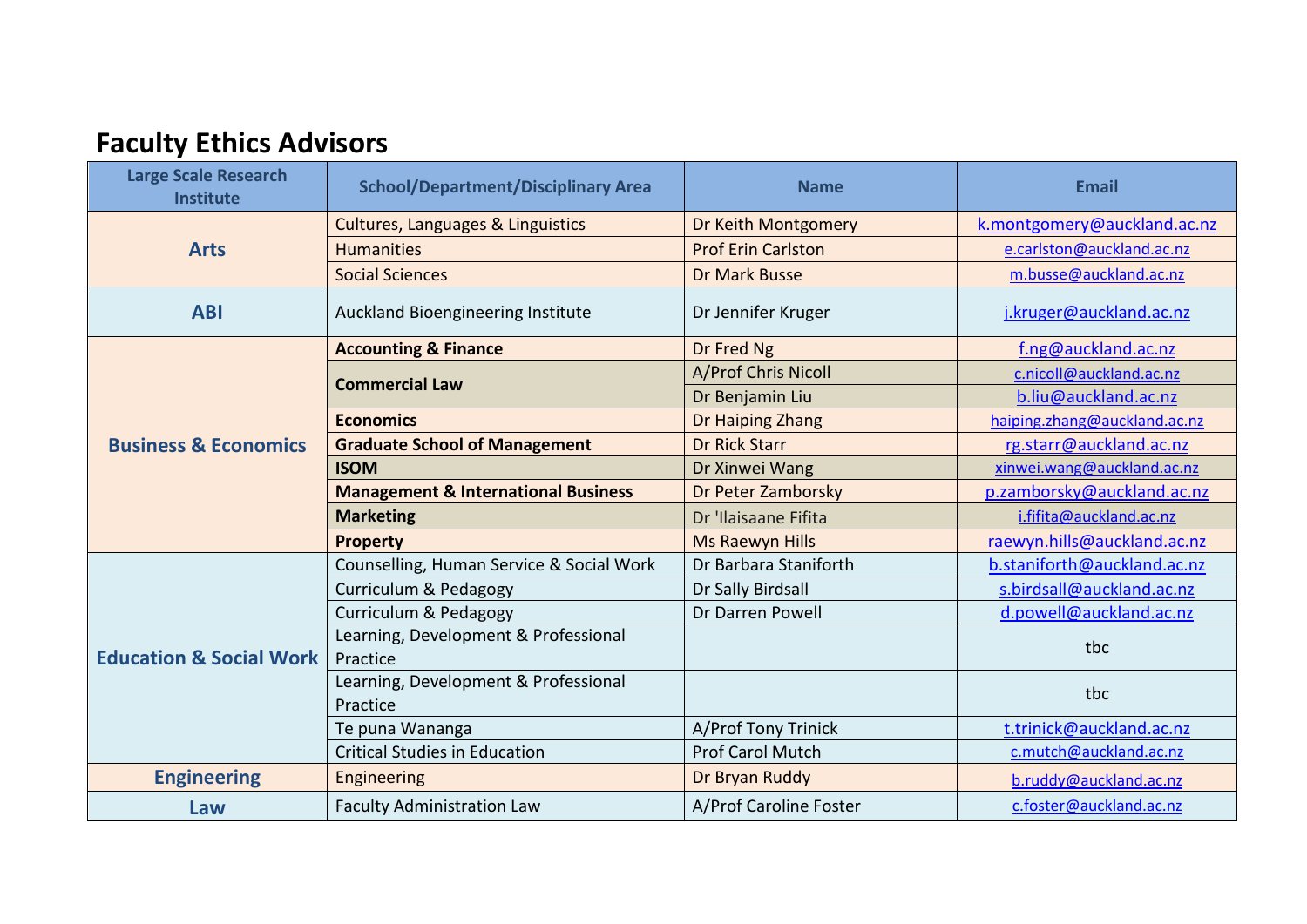# Faculty Ethics Advisors

| Large Scale Research Institute | School/Department/Disciplinary Area | Name | Email |
|---|---|---|---|
| **Arts** | Cultures, Languages & Linguistics | Dr Keith Montgomery | k.montgomery@auckland.ac.nz |
| | Humanities | Prof Erin Carlston | e.carlston@auckland.ac.nz |
| | Social Sciences | Dr Mark Busse | m.busse@auckland.ac.nz |
| **ABI** | Auckland Bioengineering Institute | Dr Jennifer Kruger | j.kruger@auckland.ac.nz |
| **Business & Economics** | **Accounting & Finance** | Dr Fred Ng | f.ng@auckland.ac.nz |
| | **Commercial Law** | A/Prof Chris Nicoll | c.nicoll@auckland.ac.nz |
| | | Dr Benjamin Liu | b.liu@auckland.ac.nz |
| | **Economics** | Dr Haiping Zhang | haiping.zhang@auckland.ac.nz |
| | **Graduate School of Management** | Dr Rick Starr | rg.starr@auckland.ac.nz |
| | **ISOM** | Dr Xinwei Wang | xinwei.wang@auckland.ac.nz |
| | **Management & International Business** | Dr Peter Zamborsky | p.zamborsky@auckland.ac.nz |
| | **Marketing** | Dr 'Ilaisaane Fifita | i.fifita@auckland.ac.nz |
| | **Property** | Ms Raewyn Hills | raewyn.hills@auckland.ac.nz |
| **Education & Social Work** | Counselling, Human Service & Social Work | Dr Barbara Staniforth | b.staniforth@auckland.ac.nz |
| | Curriculum & Pedagogy | Dr Sally Birdsall | s.birdsall@auckland.ac.nz |
| | Curriculum & Pedagogy | Dr Darren Powell | d.powell@auckland.ac.nz |
| | Learning, Development & Professional Practice | | tbc |
| | Learning, Development & Professional Practice | | tbc |
| | Te puna Wananga | A/Prof Tony Trinick | t.trinick@auckland.ac.nz |
| | Critical Studies in Education | Prof Carol Mutch | c.mutch@auckland.ac.nz |
| **Engineering** | Engineering | Dr Bryan Ruddy | b.ruddy@auckland.ac.nz |
| **Law** | Faculty Administration Law | A/Prof Caroline Foster | c.foster@auckland.ac.nz |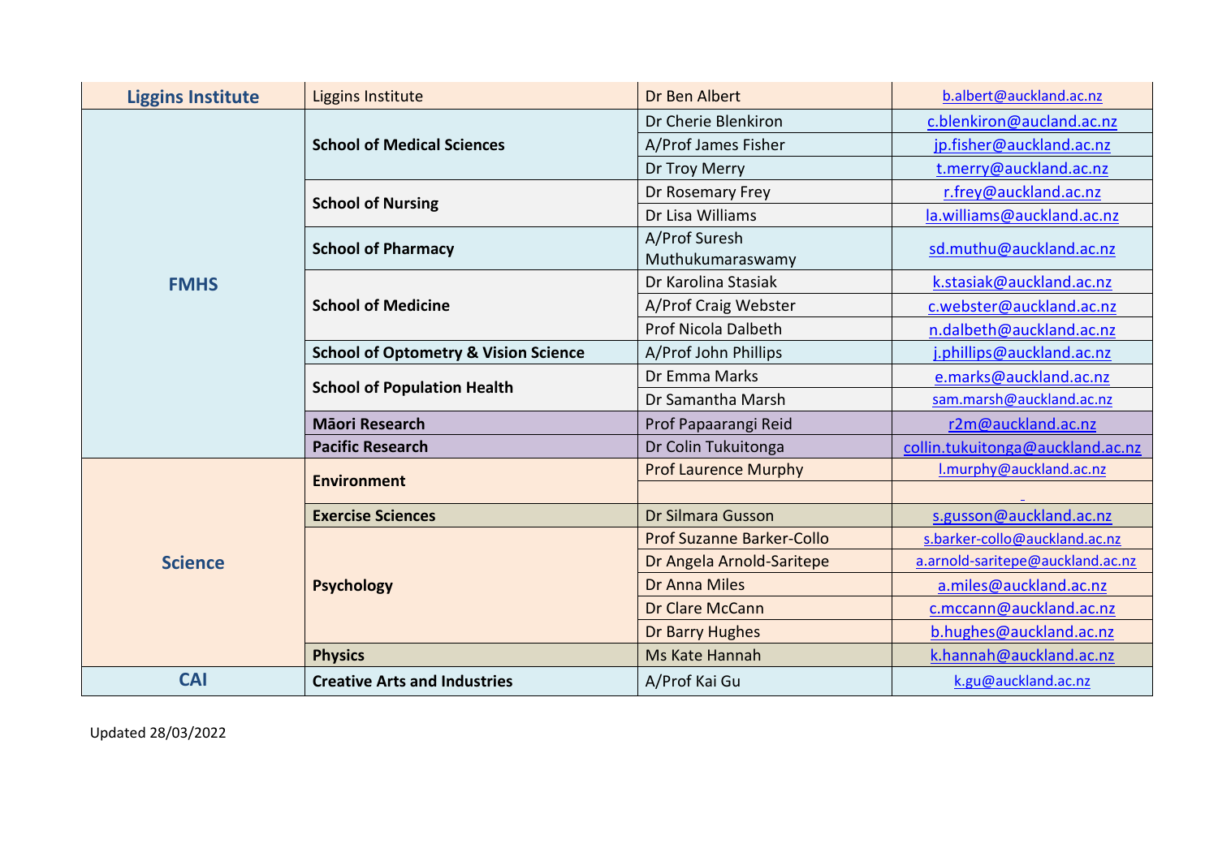| | | | |
|---|---|---|---|
| **Liggins Institute** | Liggins Institute | Dr Ben Albert | b.albert@auckland.ac.nz |
| **FMHS** | **School of Medical Sciences** | Dr Cherie Blenkiron | c.blenkiron@aucland.ac.nz |
| | | A/Prof James Fisher | jp.fisher@auckland.ac.nz |
| | | Dr Troy Merry | t.merry@auckland.ac.nz |
| | **School of Nursing** | Dr Rosemary Frey | r.frey@auckland.ac.nz |
| | | Dr Lisa Williams | la.williams@auckland.ac.nz |
| | **School of Pharmacy** | A/Prof Suresh Muthukumaraswamy | sd.muthu@auckland.ac.nz |
| | **School of Medicine** | Dr Karolina Stasiak | k.stasiak@auckland.ac.nz |
| | | A/Prof Craig Webster | c.webster@auckland.ac.nz |
| | | Prof Nicola Dalbeth | n.dalbeth@auckland.ac.nz |
| | **School of Optometry & Vision Science** | A/Prof John Phillips | j.phillips@auckland.ac.nz |
| | **School of Population Health** | Dr Emma Marks | e.marks@auckland.ac.nz |
| | | Dr Samantha Marsh | sam.marsh@auckland.ac.nz |
| | **Māori Research** | Prof Papaarangi Reid | r2m@auckland.ac.nz |
| | **Pacific Research** | Dr Colin Tukuitonga | collin.tukuitonga@auckland.ac.nz |
| **Science** | **Environment** | Prof Laurence Murphy | l.murphy@auckland.ac.nz |
| | | | |
| | **Exercise Sciences** | Dr Silmara Gusson | s.gusson@auckland.ac.nz |
| | **Psychology** | Prof Suzanne Barker-Collo | s.barker-collo@auckland.ac.nz |
| | | Dr Angela Arnold-Saritepe | a.arnold-saritepe@auckland.ac.nz |
| | | Dr Anna Miles | a.miles@auckland.ac.nz |
| | | Dr Clare McCann | c.mccann@auckland.ac.nz |
| | | Dr Barry Hughes | b.hughes@auckland.ac.nz |
| | **Physics** | Ms Kate Hannah | k.hannah@auckland.ac.nz |
| **CAI** | **Creative Arts and Industries** | A/Prof Kai Gu | k.gu@auckland.ac.nz |

Updated 28/03/2022